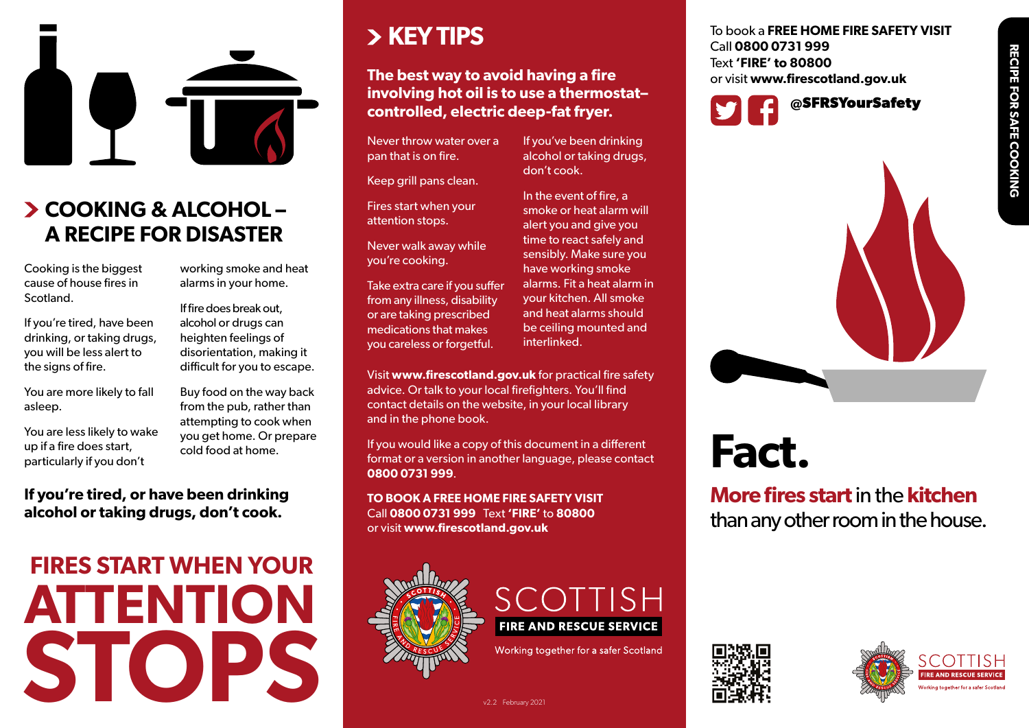## COOKING & ALCOHOL – A RECIPE FOR DISASTER

Cooking is the biggest cause of house fires in Scotland.

If you're tired, have been drinking, or taking drugs, you will be less alert to the signs of fire.

You are more likely to fall asleep.

You are less likely to wake up if a fire does start, particularly if you don't working smoke and heat alarms in your home.

If fire does break out, alcohol or drugs can heighten feelings of disorientation, making it difficult for you to escape.

Buy food on the way back from the pub, rather than attempting to cook when you get home. Or prepare cold food at home.

**If you're tired, or have been drinking alcohol or taking drugs, don't cook.**

# FIRES START WHEN YOUR ATTENTION STOPS

## KEY TIPS

**The best way to avoid having a fire involving hot oil is to use a thermostat-controlled, electric deep-fat fryer.**

Never throw water over a pan that is on fire.

Keep grill pans clean.

Fires start when your attention stops.

Never walk away while you're cooking.

Take extra care if you suffer from any illness, disability or are taking prescribed medications that makes you careless or forgetful.

If you've been drinking alcohol or taking drugs, don't cook.

In the event of fire, a smoke or heat alarm will alert you and give you time to react safely and sensibly. Make sure you have working smoke alarms. Fit a heat alarm in your kitchen. All smoke and heat alarms should be ceiling mounted and interlinked.

Visit **www.firescotland.gov.uk** for practical fire safety advice. Or talk to your local firefighters. You'll find contact details on the website, in your local library and in the phone book.

If you would like a copy of this document in a different format or a version in another language, please contact **0800 0731 999**.

**TO BOOK A FREE HOME FIRE SAFETY VISIT**
Call **0800 0731 999** Text **'FIRE'** to **80800**
or visit **www.firescotland.gov.uk**

SCOTTISH FIRE AND RESCUE SERVICE
Working together for a safer Scotland

v2.2 February 2021

To book a **FREE HOME FIRE SAFETY VISIT**
Call **0800 0731 999**
Text **'FIRE' to 80800**
or visit **www.firescotland.gov.uk**

**@SFRSYourSafety**

RECIPE FOR SAFE COOKING

# Fact.

**More fires start** in the **kitchen** than any other room in the house.

SCOTTISH FIRE AND RESCUE SERVICE
Working together for a safer Scotland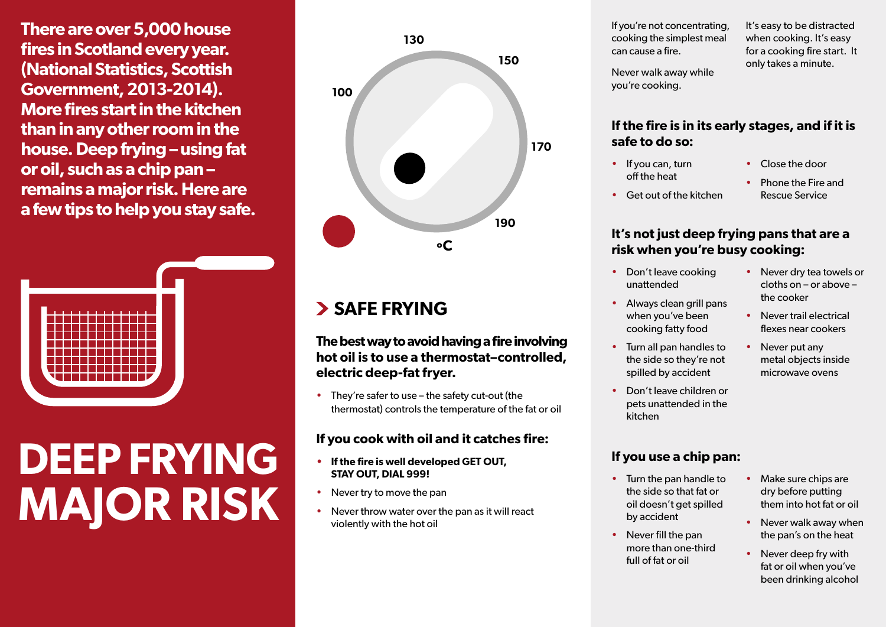There are over 5,000 house fires in Scotland every year. (National Statistics, Scottish Government, 2013-2014). More fires start in the kitchen than in any other room in the house. Deep frying – using fat or oil, such as a chip pan – remains a major risk. Here are a few tips to help you stay safe.

# DEEP FRYING MAJOR RISK

130
150
100
170
190
°C

## SAFE FRYING

**The best way to avoid having a fire involving hot oil is to use a thermostat–controlled, electric deep-fat fryer.**

- They're safer to use – the safety cut-out (the thermostat) controls the temperature of the fat or oil

### If you cook with oil and it catches fire:

- **If the fire is well developed GET OUT, STAY OUT, DIAL 999!**
- Never try to move the pan
- Never throw water over the pan as it will react violently with the hot oil

If you're not concentrating, cooking the simplest meal can cause a fire.

Never walk away while you're cooking.

It's easy to be distracted when cooking. It's easy for a cooking fire start. It only takes a minute.

### If the fire is in its early stages, and if it is safe to do so:

- If you can, turn off the heat
- Get out of the kitchen
- Close the door
- Phone the Fire and Rescue Service

### It's not just deep frying pans that are a risk when you're busy cooking:

- Don't leave cooking unattended
- Always clean grill pans when you've been cooking fatty food
- Turn all pan handles to the side so they're not spilled by accident
- Don't leave children or pets unattended in the kitchen
- Never dry tea towels or cloths on – or above – the cooker
- Never trail electrical flexes near cookers
- Never put any metal objects inside microwave ovens

### If you use a chip pan:

- Turn the pan handle to the side so that fat or oil doesn't get spilled by accident
- Never fill the pan more than one-third full of fat or oil
- Make sure chips are dry before putting them into hot fat or oil
- Never walk away when the pan's on the heat
- Never deep fry with fat or oil when you've been drinking alcohol